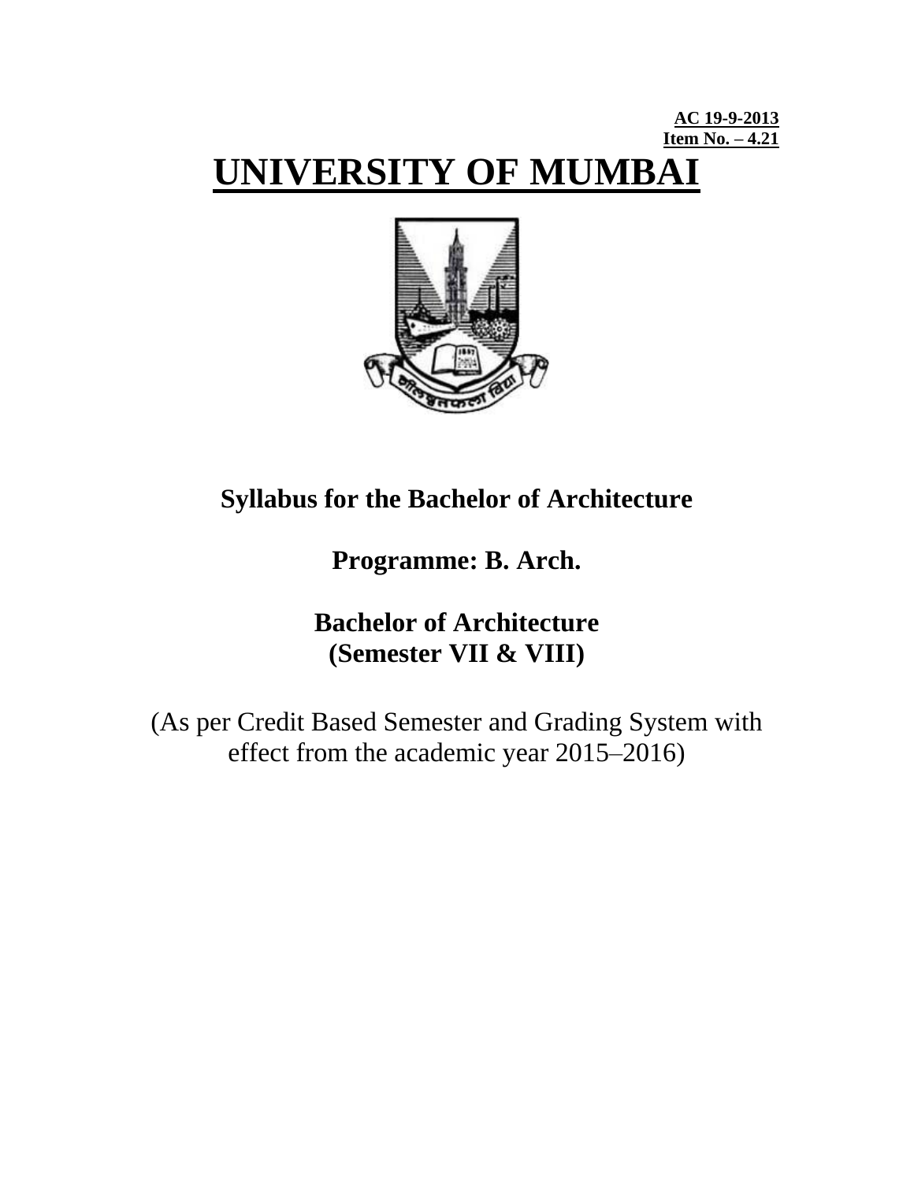**AC 19-9-2013**
**Item No. – 4.21**

# UNIVERSITY OF MUMBAI

## Syllabus for the Bachelor of Architecture

## Programme: B. Arch.

## Bachelor of Architecture
## (Semester VII & VIII)

(As per Credit Based Semester and Grading System with effect from the academic year 2015–2016)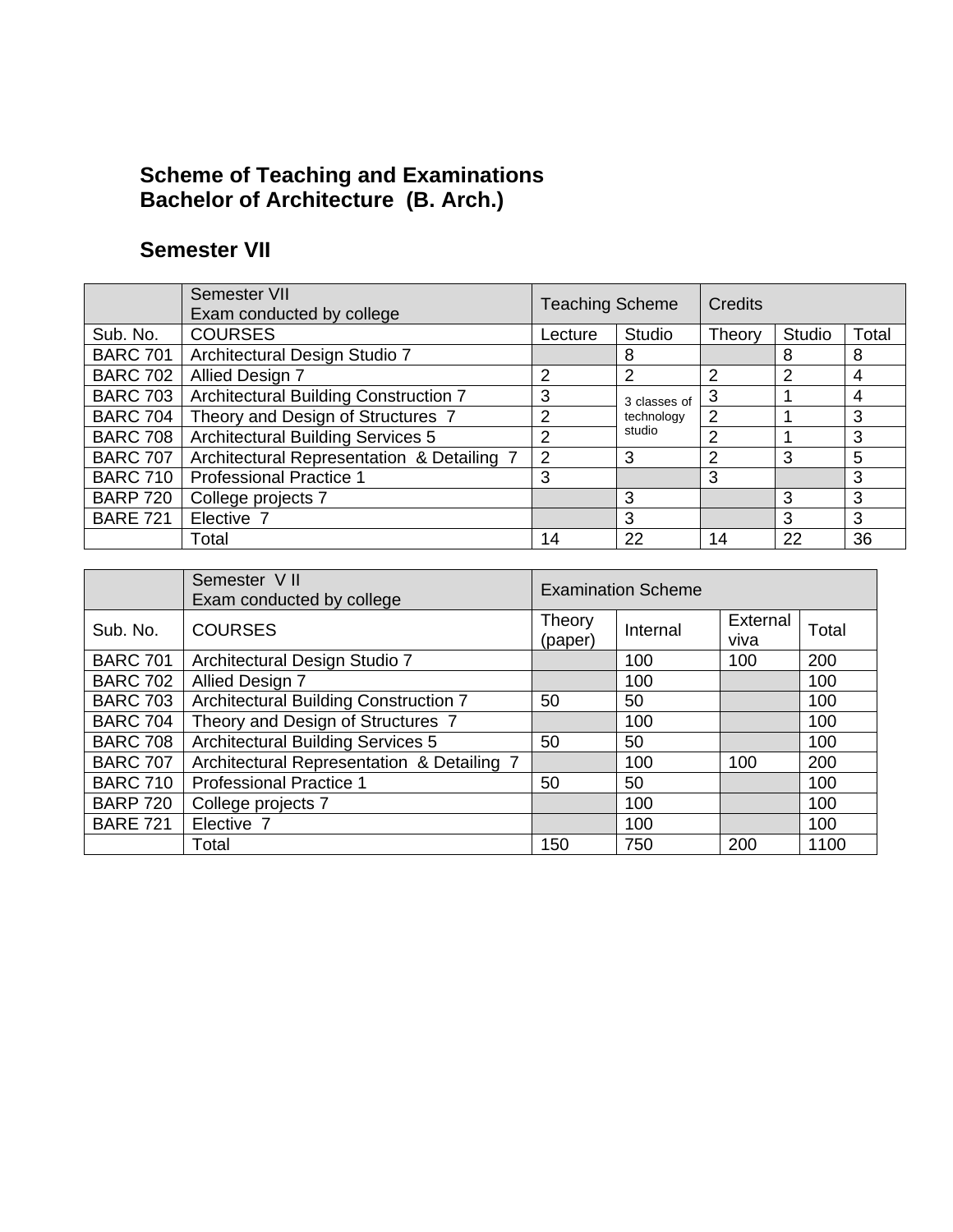## Scheme of Teaching and Examinations
## Bachelor of Architecture (B. Arch.)

## Semester VII

| | Semester VII<br>Exam conducted by college | Teaching Scheme | | Credits | | |
|---|---|---|---|---|---|---|
| Sub. No. | COURSES | Lecture | Studio | Theory | Studio | Total |
| BARC 701 | Architectural Design Studio 7 | | 8 | | 8 | 8 |
| BARC 702 | Allied Design 7 | 2 | 2 | 2 | 2 | 4 |
| BARC 703 | Architectural Building Construction 7 | 3 | 3 classes of technology studio | 3 | 1 | 4 |
| BARC 704 | Theory and Design of Structures 7 | 2 | | 2 | 1 | 3 |
| BARC 708 | Architectural Building Services 5 | 2 | | 2 | 1 | 3 |
| BARC 707 | Architectural Representation & Detailing 7 | 2 | 3 | 2 | 3 | 5 |
| BARC 710 | Professional Practice 1 | 3 | | 3 | | 3 |
| BARP 720 | College projects 7 | | 3 | | 3 | 3 |
| BARE 721 | Elective 7 | | 3 | | 3 | 3 |
| | Total | 14 | 22 | 14 | 22 | 36 |

| | Semester V II<br>Exam conducted by college | Examination Scheme | | | |
|---|---|---|---|---|---|
| Sub. No. | COURSES | Theory (paper) | Internal | External viva | Total |
| BARC 701 | Architectural Design Studio 7 | | 100 | 100 | 200 |
| BARC 702 | Allied Design 7 | | 100 | | 100 |
| BARC 703 | Architectural Building Construction 7 | 50 | 50 | | 100 |
| BARC 704 | Theory and Design of Structures 7 | | 100 | | 100 |
| BARC 708 | Architectural Building Services 5 | 50 | 50 | | 100 |
| BARC 707 | Architectural Representation & Detailing 7 | | 100 | 100 | 200 |
| BARC 710 | Professional Practice 1 | 50 | 50 | | 100 |
| BARP 720 | College projects 7 | | 100 | | 100 |
| BARE 721 | Elective 7 | | 100 | | 100 |
| | Total | 150 | 750 | 200 | 1100 |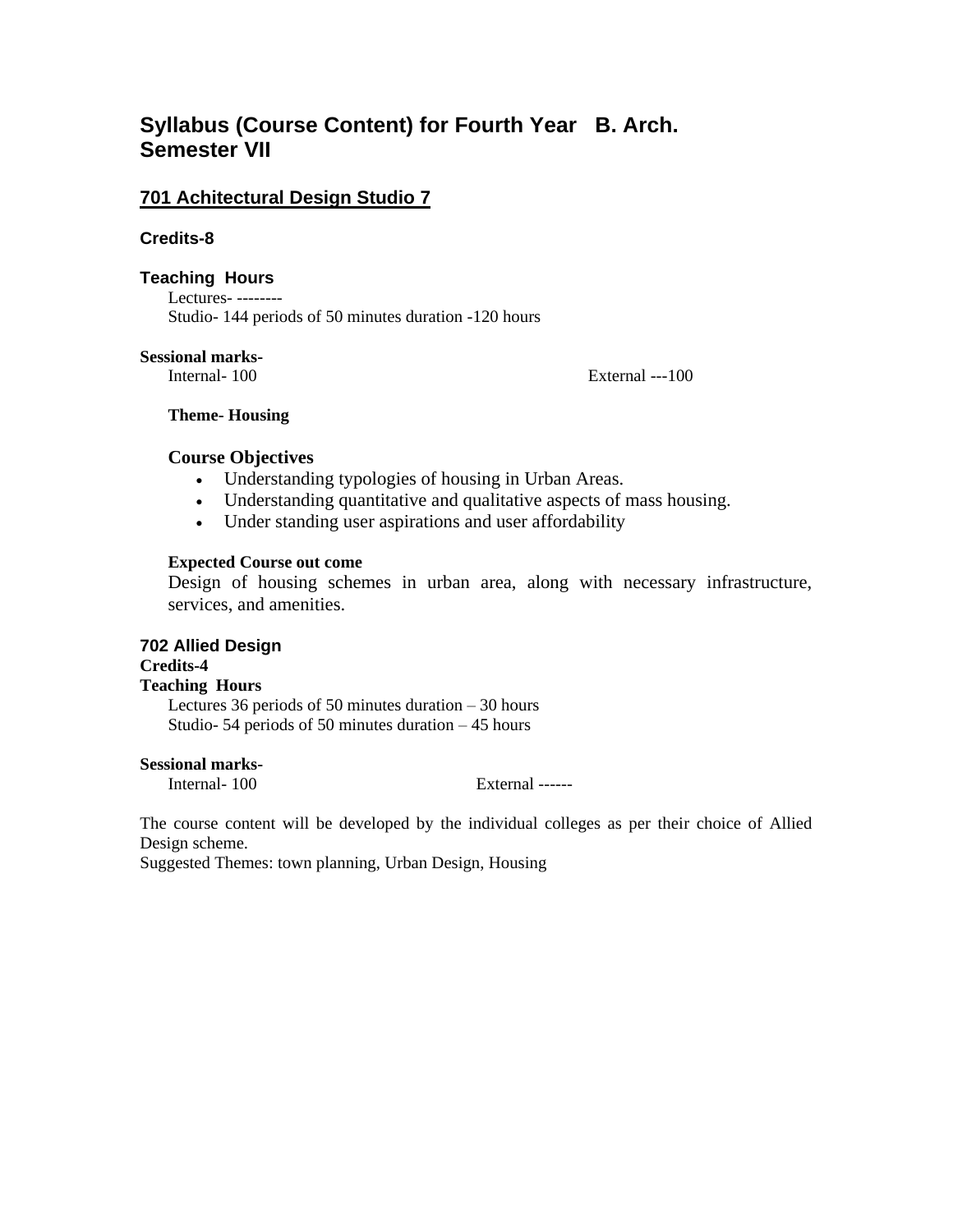# Syllabus (Course Content) for Fourth Year B. Arch. Semester VII

## 701 Achitectural Design Studio 7

**Credits-8**

**Teaching Hours**

Lectures- --------
Studio- 144 periods of 50 minutes duration -120 hours

**Sessional marks-**

Internal- 100 External ---100

**Theme- Housing**

### Course Objectives

- Understanding typologies of housing in Urban Areas.
- Understanding quantitative and qualitative aspects of mass housing.
- Under standing user aspirations and user affordability

**Expected Course out come**

Design of housing schemes in urban area, along with necessary infrastructure, services, and amenities.

## 702 Allied Design

**Credits-4**

**Teaching Hours**

Lectures 36 periods of 50 minutes duration – 30 hours
Studio- 54 periods of 50 minutes duration – 45 hours

**Sessional marks-**

Internal- 100 External ------

The course content will be developed by the individual colleges as per their choice of Allied Design scheme.
Suggested Themes: town planning, Urban Design, Housing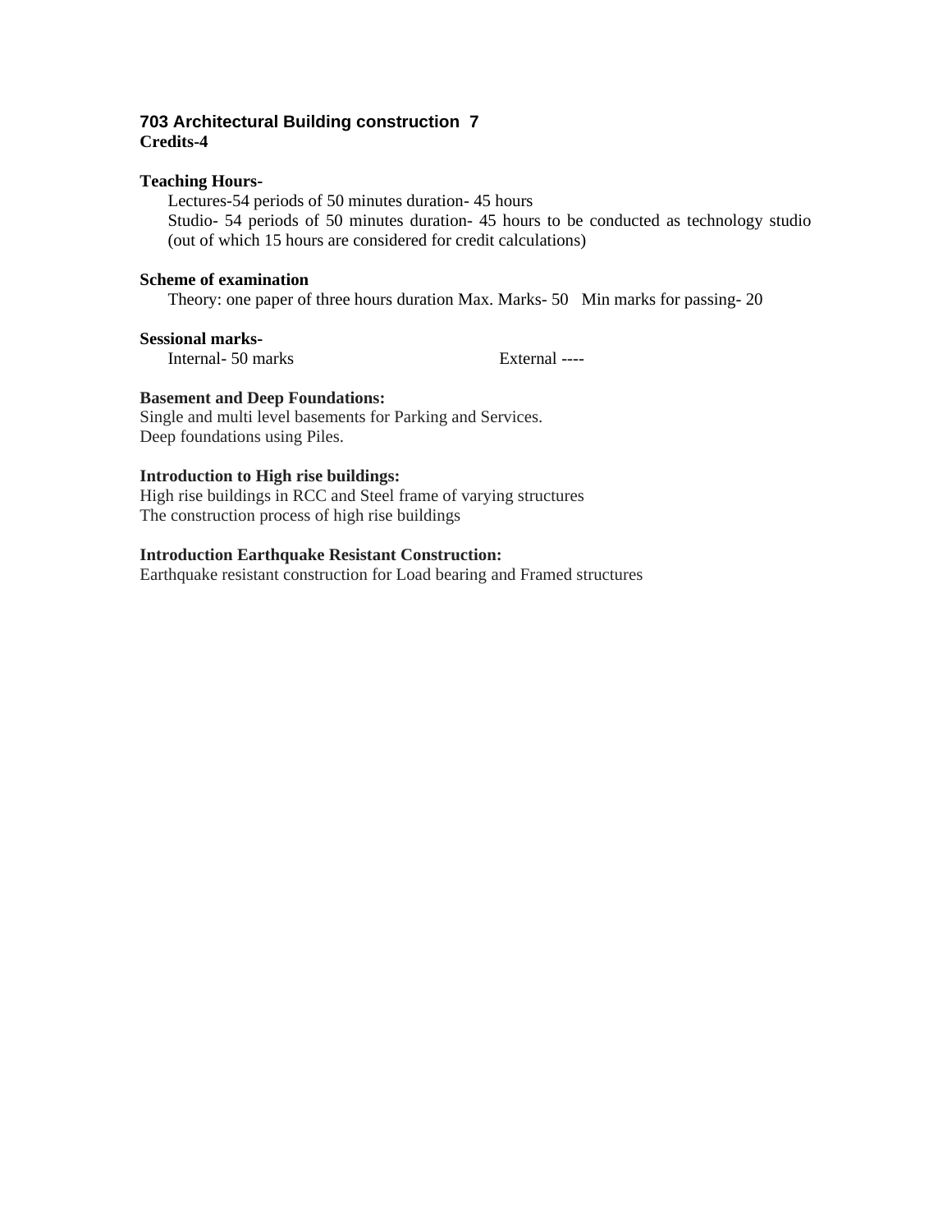## 703 Architectural Building construction 7

**Credits-4**

**Teaching Hours-**

Lectures-54 periods of 50 minutes duration- 45 hours

Studio- 54 periods of 50 minutes duration- 45 hours to be conducted as technology studio (out of which 15 hours are considered for credit calculations)

**Scheme of examination**

Theory: one paper of three hours duration Max. Marks- 50 Min marks for passing- 20

**Sessional marks-**

Internal- 50 marks External ----

**Basement and Deep Foundations:**

Single and multi level basements for Parking and Services.
Deep foundations using Piles.

**Introduction to High rise buildings:**

High rise buildings in RCC and Steel frame of varying structures
The construction process of high rise buildings

**Introduction Earthquake Resistant Construction:**

Earthquake resistant construction for Load bearing and Framed structures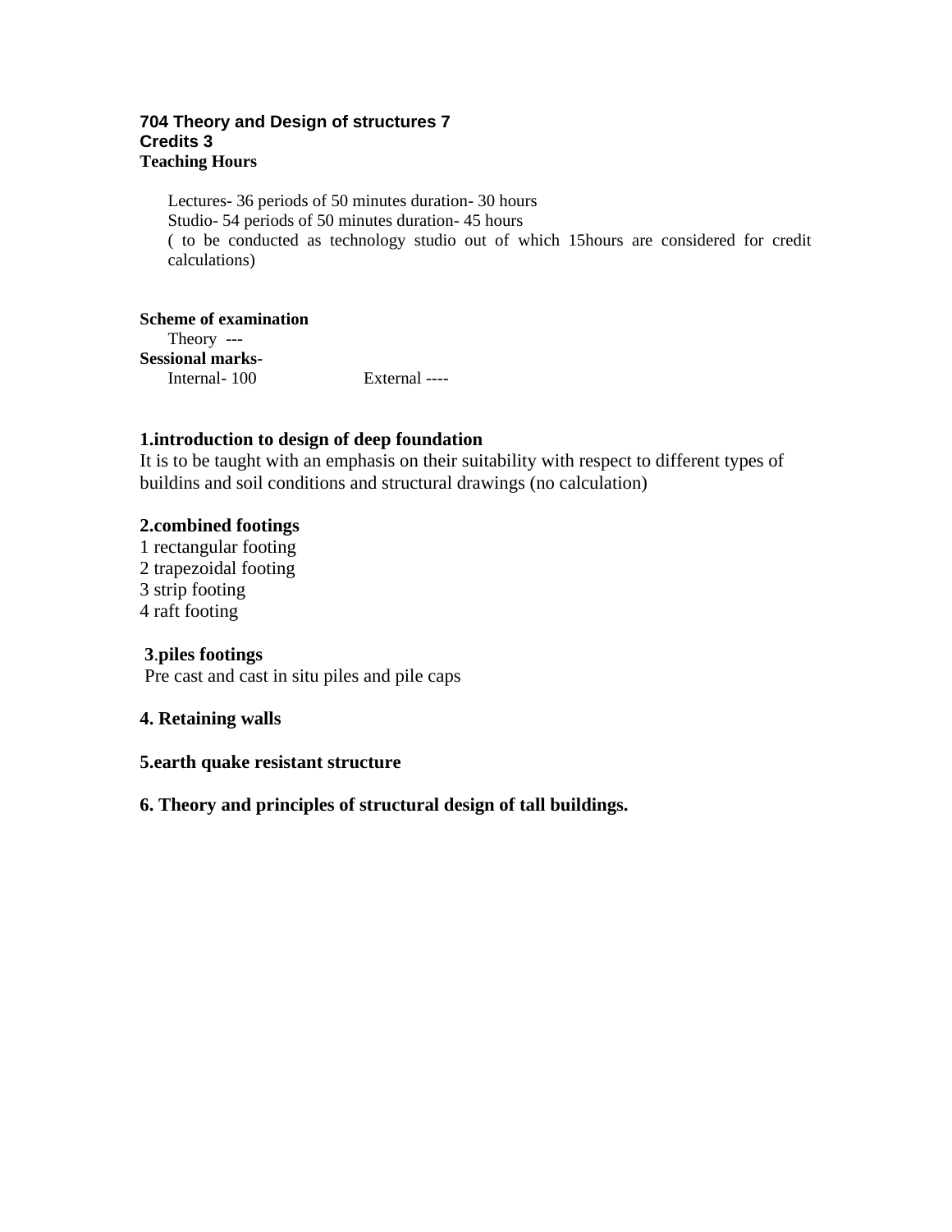**704 Theory and Design of structures 7**
**Credits 3**
**Teaching Hours**

Lectures- 36 periods of 50 minutes duration- 30 hours
Studio- 54 periods of 50 minutes duration- 45 hours
( to be conducted as technology studio out of which 15hours are considered for credit calculations)

**Scheme of examination**
Theory ---
**Sessional marks-**
Internal- 100 External ----

**1.introduction to design of deep foundation**
It is to be taught with an emphasis on their suitability with respect to different types of buildins and soil conditions and structural drawings (no calculation)

**2.combined footings**
1 rectangular footing
2 trapezoidal footing
3 strip footing
4 raft footing

**3.piles footings**
Pre cast and cast in situ piles and pile caps

**4. Retaining walls**

**5.earth quake resistant structure**

**6. Theory and principles of structural design of tall buildings.**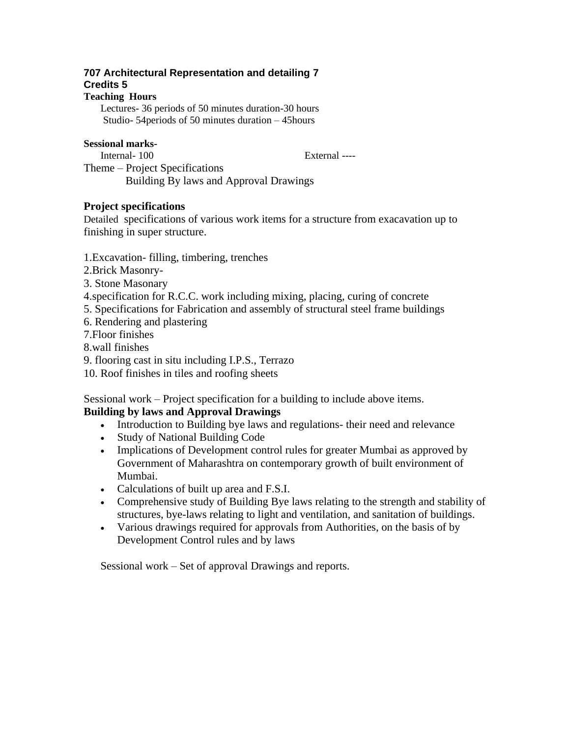**707 Architectural Representation and detailing 7**
**Credits 5**

**Teaching Hours**

Lectures- 36 periods of 50 minutes duration-30 hours
Studio- 54periods of 50 minutes duration – 45hours

**Sessional marks-**

Internal- 100 External ----

Theme – Project Specifications
Building By laws and Approval Drawings

**Project specifications**

Detailed specifications of various work items for a structure from exacavation up to finishing in super structure.

1.Excavation- filling, timbering, trenches
2.Brick Masonry-
3. Stone Masonary
4.specification for R.C.C. work including mixing, placing, curing of concrete
5. Specifications for Fabrication and assembly of structural steel frame buildings
6. Rendering and plastering
7.Floor finishes
8.wall finishes
9. flooring cast in situ including I.P.S., Terrazo
10. Roof finishes in tiles and roofing sheets

Sessional work – Project specification for a building to include above items.

**Building by laws and Approval Drawings**

- Introduction to Building bye laws and regulations- their need and relevance
- Study of National Building Code
- Implications of Development control rules for greater Mumbai as approved by Government of Maharashtra on contemporary growth of built environment of Mumbai.
- Calculations of built up area and F.S.I.
- Comprehensive study of Building Bye laws relating to the strength and stability of structures, bye-laws relating to light and ventilation, and sanitation of buildings.
- Various drawings required for approvals from Authorities, on the basis of by Development Control rules and by laws

Sessional work – Set of approval Drawings and reports.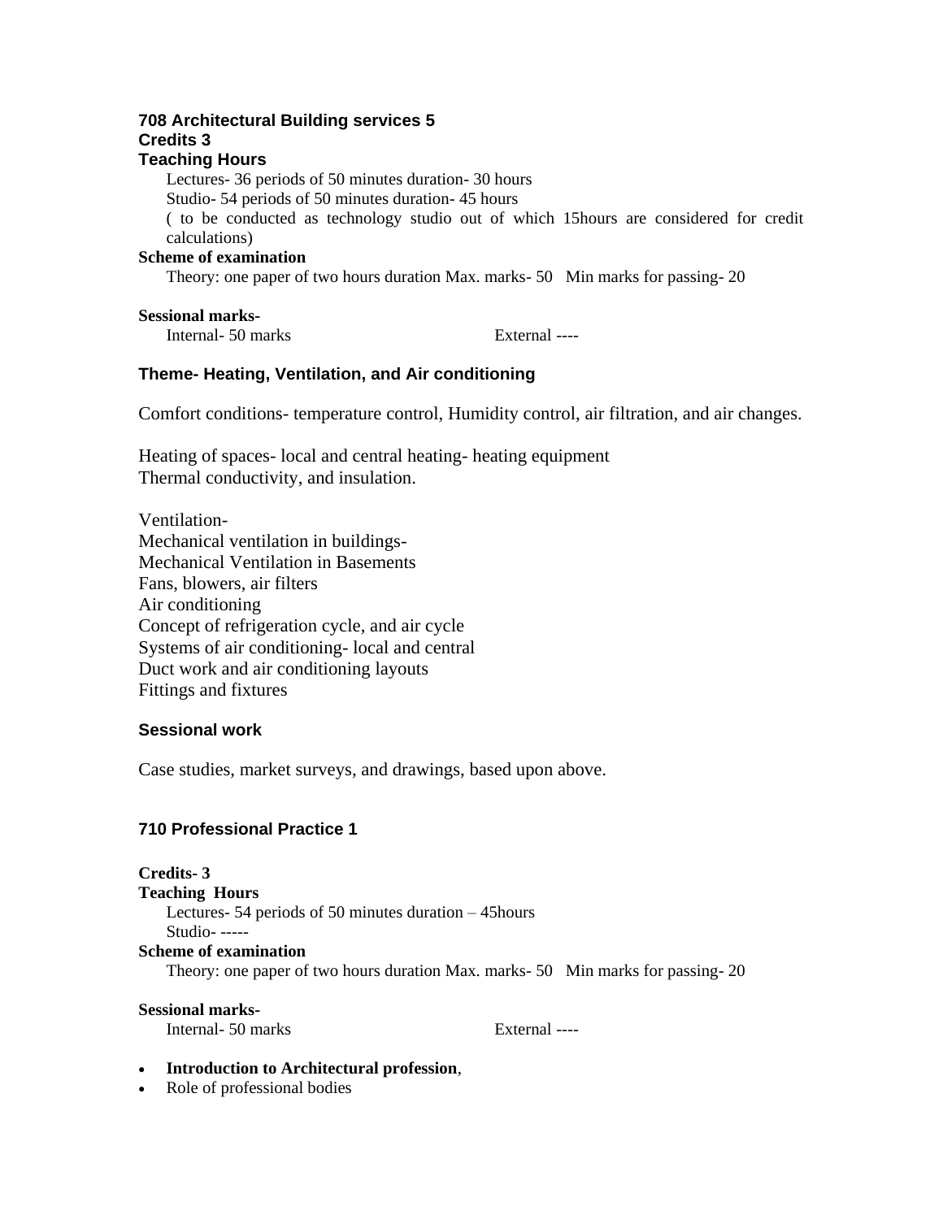### 708 Architectural Building services 5

**Credits 3**

**Teaching Hours**

Lectures- 36 periods of 50 minutes duration- 30 hours

Studio- 54 periods of 50 minutes duration- 45 hours

( to be conducted as technology studio out of which 15hours are considered for credit calculations)

**Scheme of examination**

Theory: one paper of two hours duration Max. marks- 50 Min marks for passing- 20

**Sessional marks-**

Internal- 50 marks External ----

**Theme- Heating, Ventilation, and Air conditioning**

Comfort conditions- temperature control, Humidity control, air filtration, and air changes.

Heating of spaces- local and central heating- heating equipment
Thermal conductivity, and insulation.

Ventilation-
Mechanical ventilation in buildings-
Mechanical Ventilation in Basements
Fans, blowers, air filters
Air conditioning
Concept of refrigeration cycle, and air cycle
Systems of air conditioning- local and central
Duct work and air conditioning layouts
Fittings and fixtures

**Sessional work**

Case studies, market surveys, and drawings, based upon above.

### 710 Professional Practice 1

**Credits- 3**

**Teaching Hours**

Lectures- 54 periods of 50 minutes duration – 45hours

Studio- -----

**Scheme of examination**

Theory: one paper of two hours duration Max. marks- 50 Min marks for passing- 20

**Sessional marks-**

Internal- 50 marks External ----

- **Introduction to Architectural profession**,
- Role of professional bodies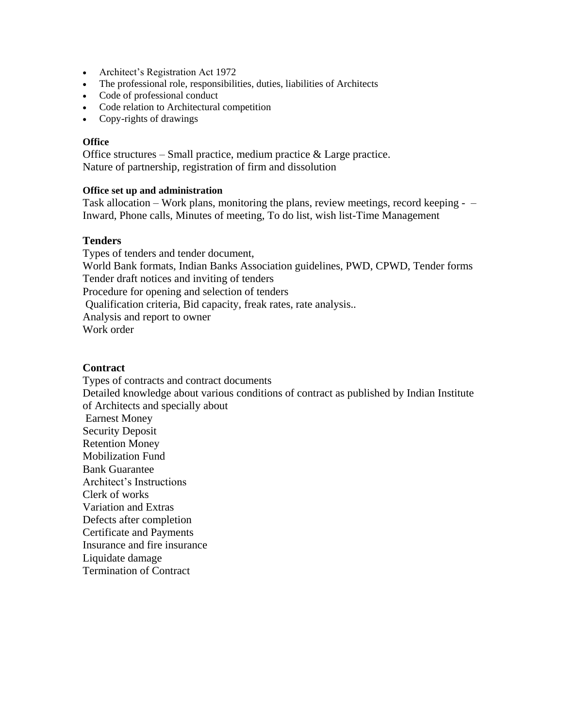- Architect's Registration Act 1972
- The professional role, responsibilities, duties, liabilities of Architects
- Code of professional conduct
- Code relation to Architectural competition
- Copy-rights of drawings

**Office**

Office structures – Small practice, medium practice & Large practice.
Nature of partnership, registration of firm and dissolution

**Office set up and administration**

Task allocation – Work plans, monitoring the plans, review meetings, record keeping - –
Inward, Phone calls, Minutes of meeting, To do list, wish list-Time Management

**Tenders**

Types of tenders and tender document,
World Bank formats, Indian Banks Association guidelines, PWD, CPWD, Tender forms
Tender draft notices and inviting of tenders
Procedure for opening and selection of tenders
Qualification criteria, Bid capacity, freak rates, rate analysis..
Analysis and report to owner
Work order

**Contract**

Types of contracts and contract documents
Detailed knowledge about various conditions of contract as published by Indian Institute of Architects and specially about
Earnest Money
Security Deposit
Retention Money
Mobilization Fund
Bank Guarantee
Architect's Instructions
Clerk of works
Variation and Extras
Defects after completion
Certificate and Payments
Insurance and fire insurance
Liquidate damage
Termination of Contract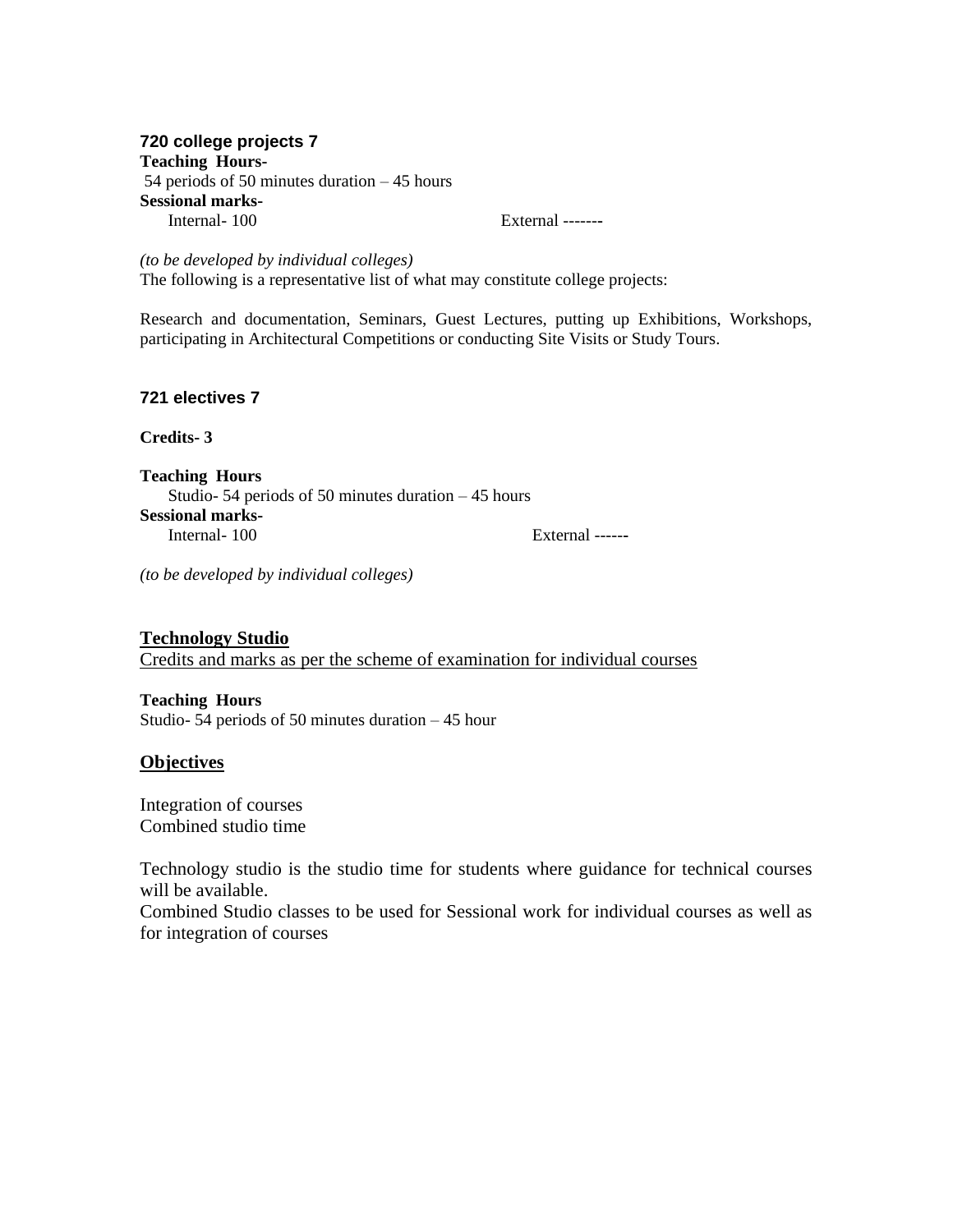### 720 college projects 7

**Teaching Hours-**
54 periods of 50 minutes duration – 45 hours
**Sessional marks-**
Internal- 100 External -------

*(to be developed by individual colleges)*
The following is a representative list of what may constitute college projects:

Research and documentation, Seminars, Guest Lectures, putting up Exhibitions, Workshops, participating in Architectural Competitions or conducting Site Visits or Study Tours.

### 721 electives 7

**Credits- 3**

**Teaching Hours**
Studio- 54 periods of 50 minutes duration – 45 hours
**Sessional marks-**
Internal- 100 External ------

*(to be developed by individual colleges)*

**Technology Studio**
Credits and marks as per the scheme of examination for individual courses

**Teaching Hours**
Studio- 54 periods of 50 minutes duration – 45 hour

**Objectives**

Integration of courses
Combined studio time

Technology studio is the studio time for students where guidance for technical courses will be available.
Combined Studio classes to be used for Sessional work for individual courses as well as for integration of courses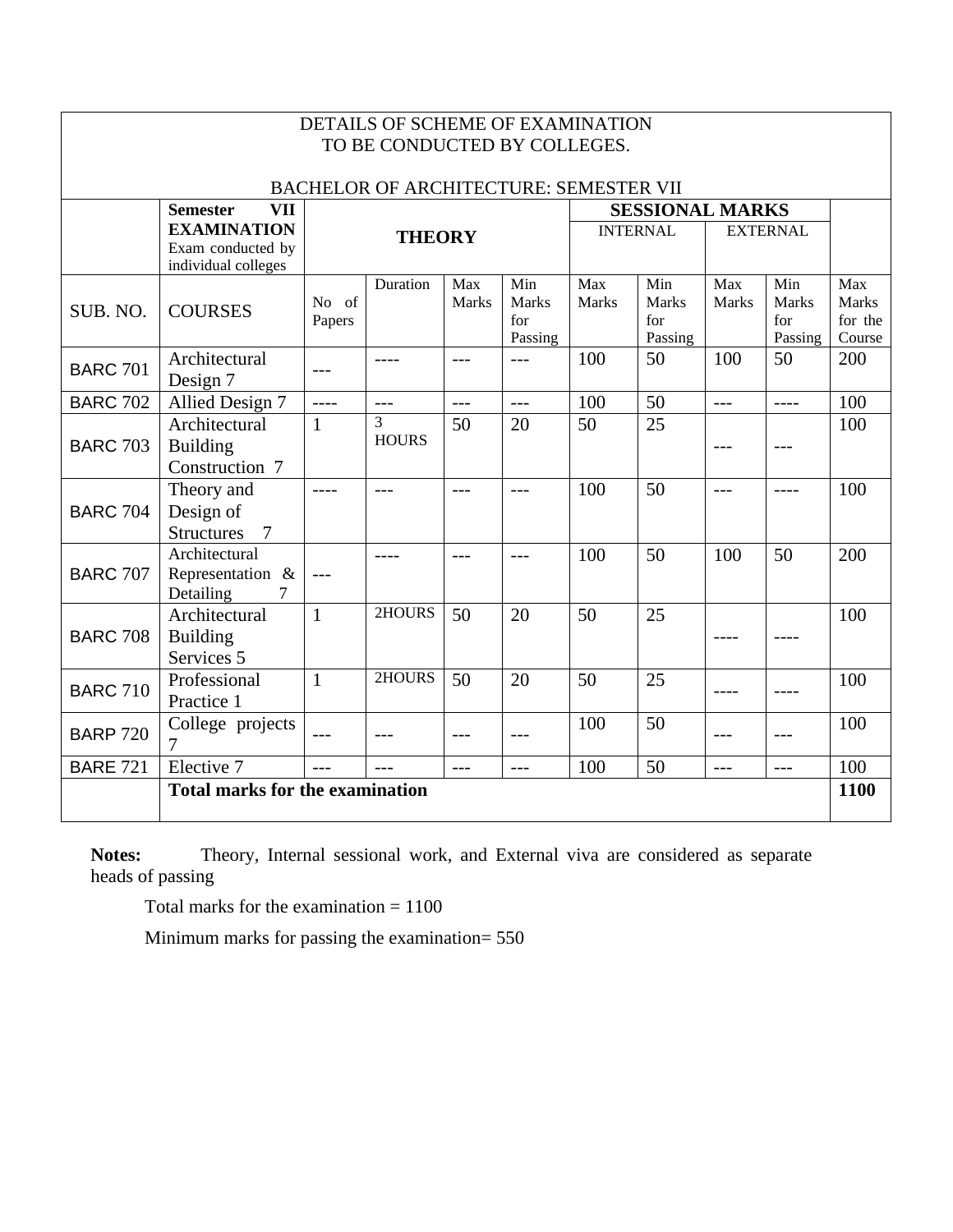| DETAILS OF SCHEME OF EXAMINATION TO BE CONDUCTED BY COLLEGES. BACHELOR OF ARCHITECTURE: SEMESTER VII | | | | | | | | | | |
|---|---|---|---|---|---|---|---|---|---|---|
| | **Semester VII EXAMINATION** Exam conducted by individual colleges | **THEORY** | | | | **SESSIONAL MARKS** | | | | |
| | | | | | | INTERNAL | | EXTERNAL | | |
| SUB. NO. | COURSES | No of Papers | Duration | Max Marks | Min Marks for Passing | Max Marks | Min Marks for Passing | Max Marks | Min Marks for Passing | Max Marks for the Course |
| BARC 701 | Architectural Design 7 | --- | ---- | --- | --- | 100 | 50 | 100 | 50 | 200 |
| BARC 702 | Allied Design 7 | ---- | --- | --- | --- | 100 | 50 | --- | ---- | 100 |
| BARC 703 | Architectural Building Construction 7 | 1 | 3 HOURS | 50 | 20 | 50 | 25 | --- | --- | 100 |
| BARC 704 | Theory and Design of Structures 7 | ---- | --- | --- | --- | 100 | 50 | --- | ---- | 100 |
| BARC 707 | Architectural Representation & Detailing 7 | --- | ---- | --- | --- | 100 | 50 | 100 | 50 | 200 |
| BARC 708 | Architectural Building Services 5 | 1 | 2HOURS | 50 | 20 | 50 | 25 | ---- | ---- | 100 |
| BARC 710 | Professional Practice 1 | 1 | 2HOURS | 50 | 20 | 50 | 25 | ---- | ---- | 100 |
| BARP 720 | College projects 7 | --- | --- | --- | --- | 100 | 50 | --- | --- | 100 |
| BARE 721 | Elective 7 | --- | --- | --- | --- | 100 | 50 | --- | --- | 100 |
| | **Total marks for the examination** | | | | | | | | | **1100** |

**Notes:** Theory, Internal sessional work, and External viva are considered as separate heads of passing

Total marks for the examination = 1100

Minimum marks for passing the examination= 550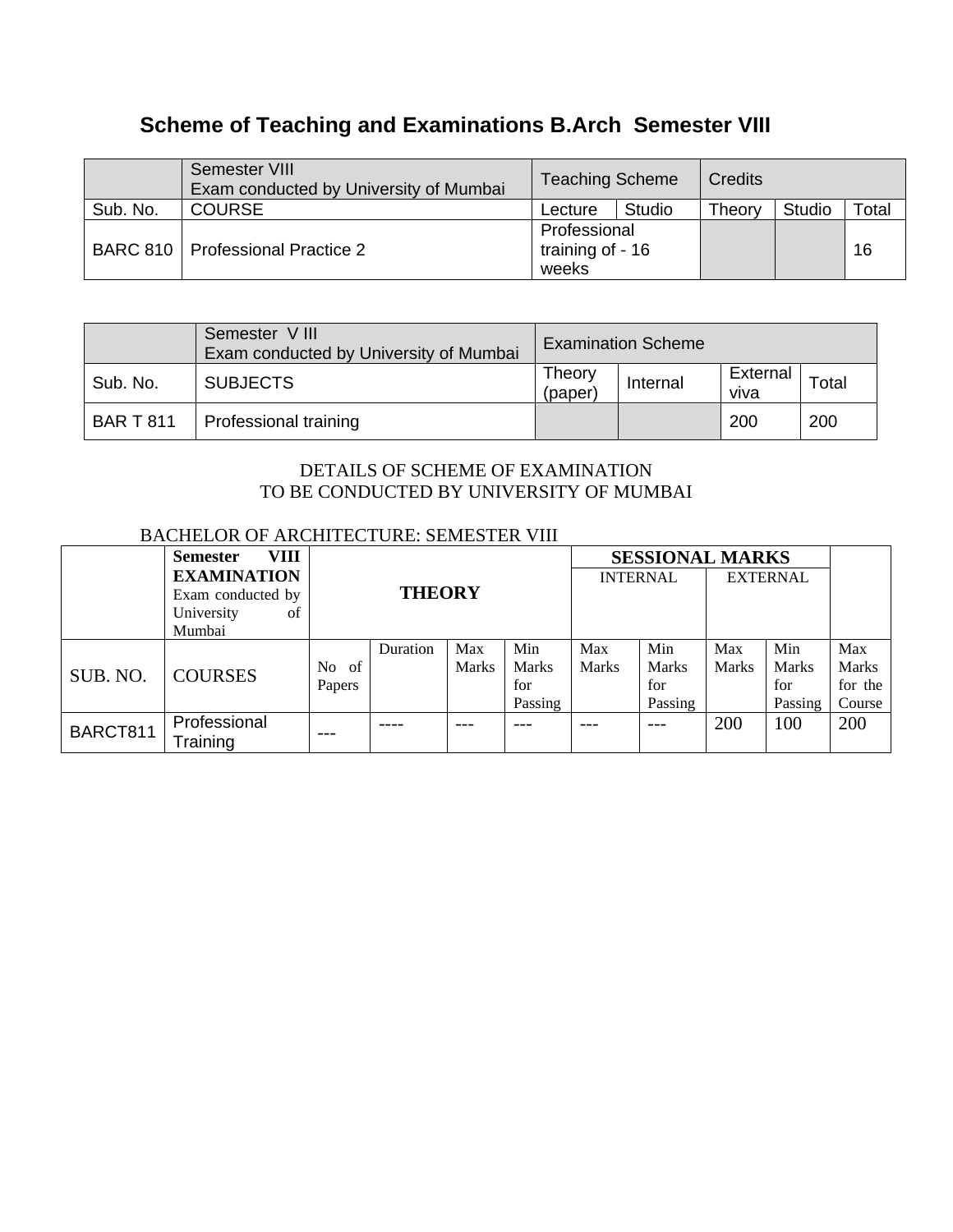## Scheme of Teaching and Examinations B.Arch Semester VIII

| | Semester VIII<br>Exam conducted by University of Mumbai | Teaching Scheme | | Credits | | |
|---|---|---|---|---|---|---|
| Sub. No. | COURSE | Lecture | Studio | Theory | Studio | Total |
| BARC 810 | Professional Practice 2 | Professional training of - 16 weeks | | | | 16 |

| | Semester V III<br>Exam conducted by University of Mumbai | Examination Scheme | | | |
|---|---|---|---|---|---|
| Sub. No. | SUBJECTS | Theory (paper) | Internal | External viva | Total |
| BAR T 811 | Professional training | | | 200 | 200 |

DETAILS OF SCHEME OF EXAMINATION
TO BE CONDUCTED BY UNIVERSITY OF MUMBAI

BACHELOR OF ARCHITECTURE: SEMESTER VIII

| | **Semester VIII EXAMINATION** Exam conducted by University of Mumbai | **THEORY** | | | | **SESSIONAL MARKS** INTERNAL | | EXTERNAL | | |
|---|---|---|---|---|---|---|---|---|---|---|
| SUB. NO. | COURSES | No of Papers | Duration | Max Marks | Min Marks for Passing | Max Marks | Min Marks for Passing | Max Marks | Min Marks for Passing | Max Marks for the Course |
| BARCT811 | Professional Training | --- | ---- | --- | --- | --- | --- | 200 | 100 | 200 |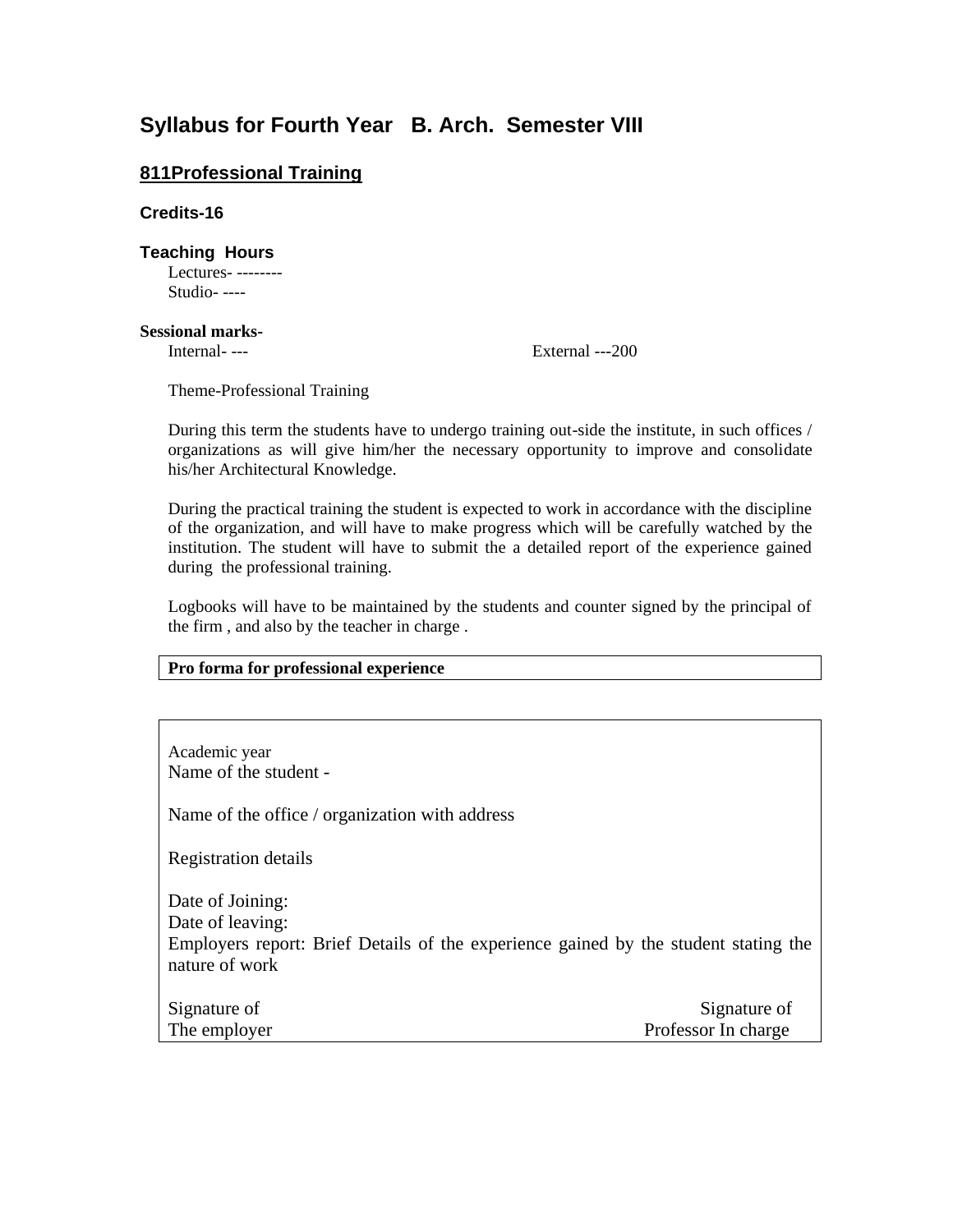# Syllabus for Fourth Year B. Arch. Semester VIII

## 811Professional Training

**Credits-16**

**Teaching Hours**

Lectures- --------

Studio- ----

**Sessional marks-**

Internal- --- External ---200

Theme-Professional Training

During this term the students have to undergo training out-side the institute, in such offices / organizations as will give him/her the necessary opportunity to improve and consolidate his/her Architectural Knowledge.

During the practical training the student is expected to work in accordance with the discipline of the organization, and will have to make progress which will be carefully watched by the institution. The student will have to submit the a detailed report of the experience gained during the professional training.

Logbooks will have to be maintained by the students and counter signed by the principal of the firm , and also by the teacher in charge .

**Pro forma for professional experience**

Academic year

Name of the student -

Name of the office / organization with address

Registration details

Date of Joining:

Date of leaving:

Employers report: Brief Details of the experience gained by the student stating the nature of work

Signature of The employer

Signature of Professor In charge